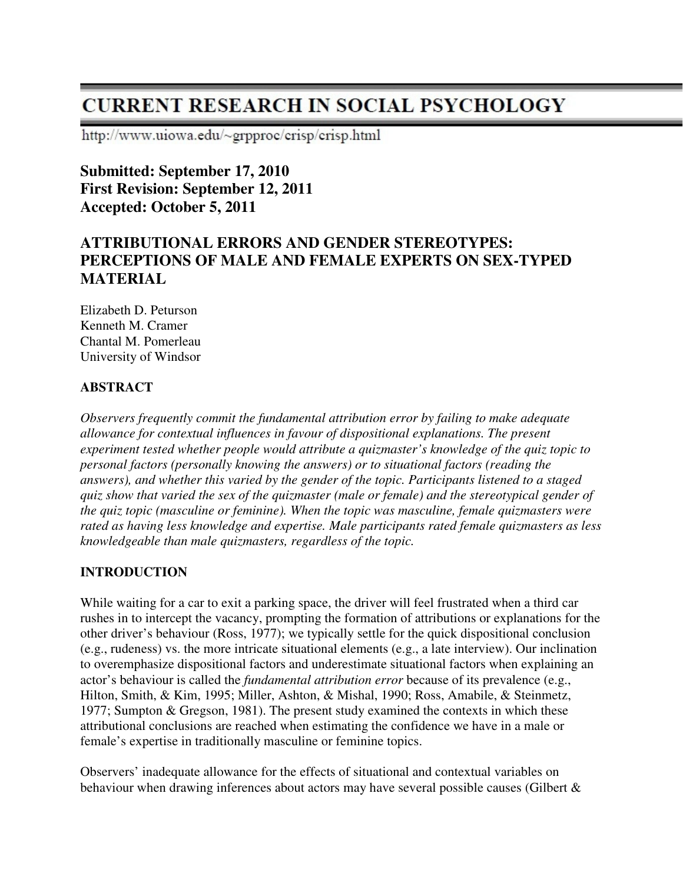# CURRENT RESEARCH IN SOCIAL PSYCHOLOGY

http://www.uiowa.edu/~grpproc/crisp/crisp.html

**Submitted: September 17, 2010**
**First Revision: September 12, 2011**
**Accepted: October 5, 2011**

## ATTRIBUTIONAL ERRORS AND GENDER STEREOTYPES: PERCEPTIONS OF MALE AND FEMALE EXPERTS ON SEX-TYPED MATERIAL

Elizabeth D. Peturson
Kenneth M. Cramer
Chantal M. Pomerleau
University of Windsor

### ABSTRACT

*Observers frequently commit the fundamental attribution error by failing to make adequate allowance for contextual influences in favour of dispositional explanations. The present experiment tested whether people would attribute a quizmaster's knowledge of the quiz topic to personal factors (personally knowing the answers) or to situational factors (reading the answers), and whether this varied by the gender of the topic. Participants listened to a staged quiz show that varied the sex of the quizmaster (male or female) and the stereotypical gender of the quiz topic (masculine or feminine). When the topic was masculine, female quizmasters were rated as having less knowledge and expertise. Male participants rated female quizmasters as less knowledgeable than male quizmasters, regardless of the topic.*

### INTRODUCTION

While waiting for a car to exit a parking space, the driver will feel frustrated when a third car rushes in to intercept the vacancy, prompting the formation of attributions or explanations for the other driver's behaviour (Ross, 1977); we typically settle for the quick dispositional conclusion (e.g., rudeness) vs. the more intricate situational elements (e.g., a late interview). Our inclination to overemphasize dispositional factors and underestimate situational factors when explaining an actor's behaviour is called the *fundamental attribution error* because of its prevalence (e.g., Hilton, Smith, & Kim, 1995; Miller, Ashton, & Mishal, 1990; Ross, Amabile, & Steinmetz, 1977; Sumpton & Gregson, 1981). The present study examined the contexts in which these attributional conclusions are reached when estimating the confidence we have in a male or female's expertise in traditionally masculine or feminine topics.

Observers' inadequate allowance for the effects of situational and contextual variables on behaviour when drawing inferences about actors may have several possible causes (Gilbert &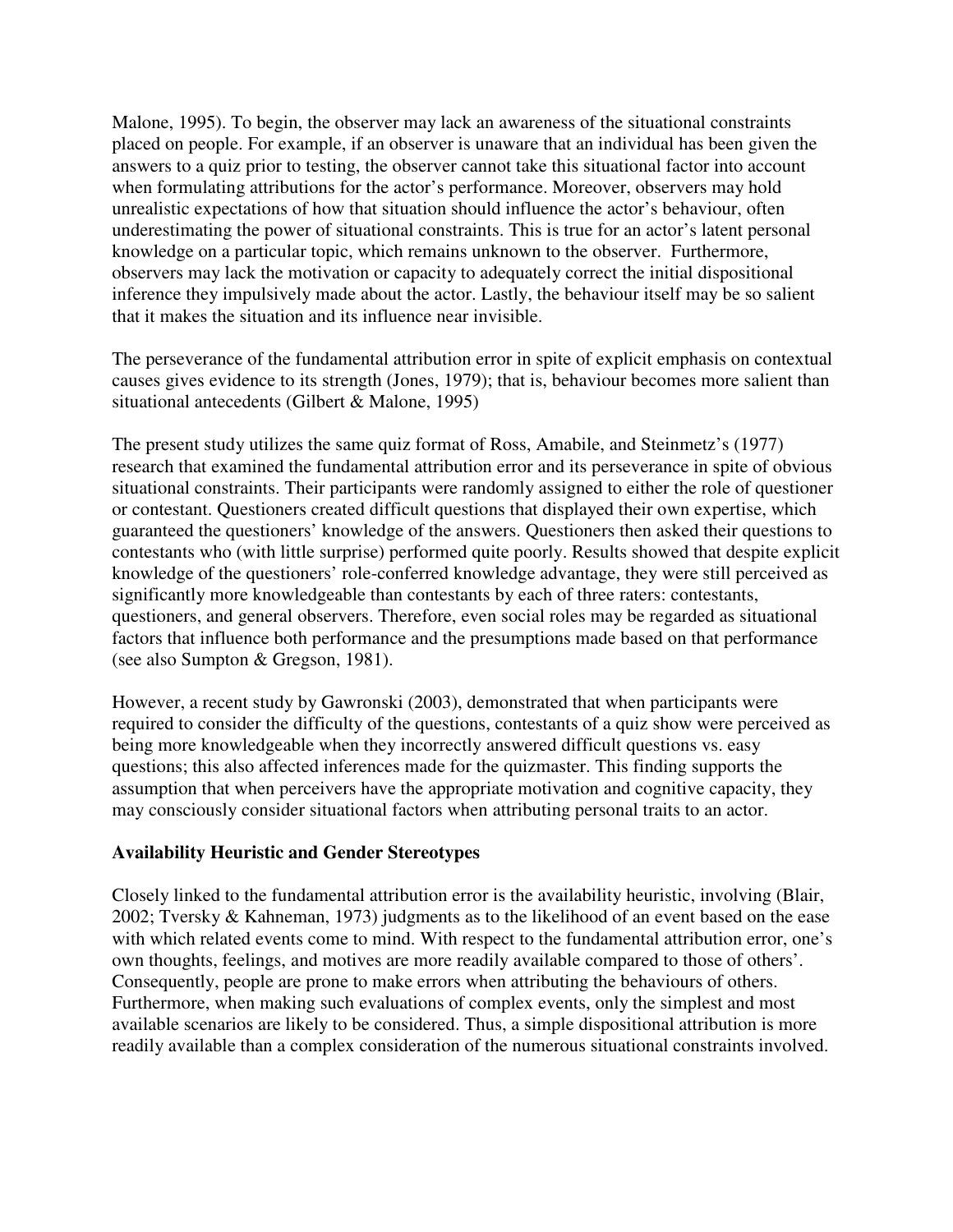Malone, 1995). To begin, the observer may lack an awareness of the situational constraints placed on people. For example, if an observer is unaware that an individual has been given the answers to a quiz prior to testing, the observer cannot take this situational factor into account when formulating attributions for the actor's performance. Moreover, observers may hold unrealistic expectations of how that situation should influence the actor's behaviour, often underestimating the power of situational constraints. This is true for an actor's latent personal knowledge on a particular topic, which remains unknown to the observer. Furthermore, observers may lack the motivation or capacity to adequately correct the initial dispositional inference they impulsively made about the actor. Lastly, the behaviour itself may be so salient that it makes the situation and its influence near invisible.

The perseverance of the fundamental attribution error in spite of explicit emphasis on contextual causes gives evidence to its strength (Jones, 1979); that is, behaviour becomes more salient than situational antecedents (Gilbert & Malone, 1995)

The present study utilizes the same quiz format of Ross, Amabile, and Steinmetz's (1977) research that examined the fundamental attribution error and its perseverance in spite of obvious situational constraints. Their participants were randomly assigned to either the role of questioner or contestant. Questioners created difficult questions that displayed their own expertise, which guaranteed the questioners' knowledge of the answers. Questioners then asked their questions to contestants who (with little surprise) performed quite poorly. Results showed that despite explicit knowledge of the questioners' role-conferred knowledge advantage, they were still perceived as significantly more knowledgeable than contestants by each of three raters: contestants, questioners, and general observers. Therefore, even social roles may be regarded as situational factors that influence both performance and the presumptions made based on that performance (see also Sumpton & Gregson, 1981).

However, a recent study by Gawronski (2003), demonstrated that when participants were required to consider the difficulty of the questions, contestants of a quiz show were perceived as being more knowledgeable when they incorrectly answered difficult questions vs. easy questions; this also affected inferences made for the quizmaster. This finding supports the assumption that when perceivers have the appropriate motivation and cognitive capacity, they may consciously consider situational factors when attributing personal traits to an actor.

**Availability Heuristic and Gender Stereotypes**

Closely linked to the fundamental attribution error is the availability heuristic, involving (Blair, 2002; Tversky & Kahneman, 1973) judgments as to the likelihood of an event based on the ease with which related events come to mind. With respect to the fundamental attribution error, one's own thoughts, feelings, and motives are more readily available compared to those of others'. Consequently, people are prone to make errors when attributing the behaviours of others. Furthermore, when making such evaluations of complex events, only the simplest and most available scenarios are likely to be considered. Thus, a simple dispositional attribution is more readily available than a complex consideration of the numerous situational constraints involved.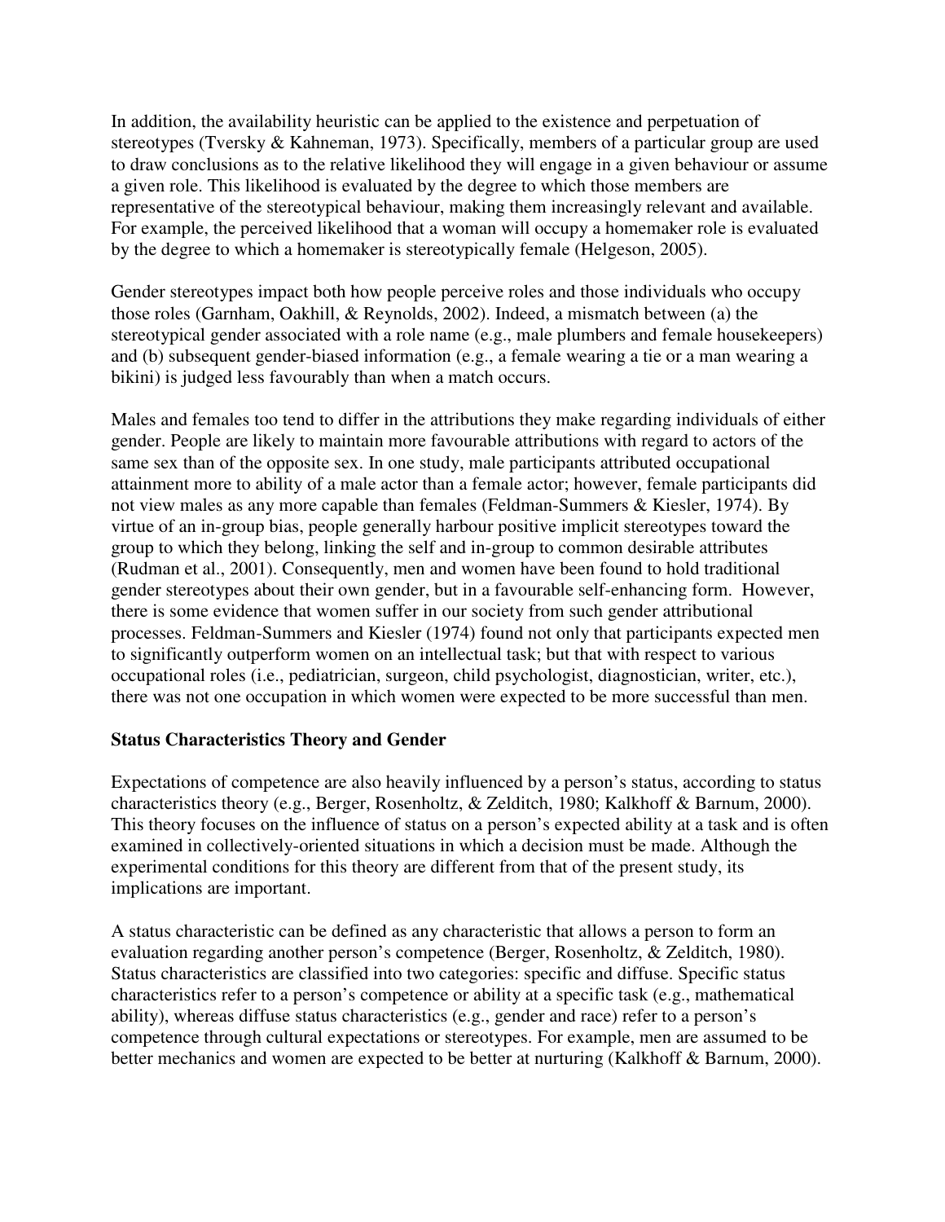In addition, the availability heuristic can be applied to the existence and perpetuation of stereotypes (Tversky & Kahneman, 1973). Specifically, members of a particular group are used to draw conclusions as to the relative likelihood they will engage in a given behaviour or assume a given role. This likelihood is evaluated by the degree to which those members are representative of the stereotypical behaviour, making them increasingly relevant and available. For example, the perceived likelihood that a woman will occupy a homemaker role is evaluated by the degree to which a homemaker is stereotypically female (Helgeson, 2005).

Gender stereotypes impact both how people perceive roles and those individuals who occupy those roles (Garnham, Oakhill, & Reynolds, 2002). Indeed, a mismatch between (a) the stereotypical gender associated with a role name (e.g., male plumbers and female housekeepers) and (b) subsequent gender-biased information (e.g., a female wearing a tie or a man wearing a bikini) is judged less favourably than when a match occurs.

Males and females too tend to differ in the attributions they make regarding individuals of either gender. People are likely to maintain more favourable attributions with regard to actors of the same sex than of the opposite sex. In one study, male participants attributed occupational attainment more to ability of a male actor than a female actor; however, female participants did not view males as any more capable than females (Feldman-Summers & Kiesler, 1974). By virtue of an in-group bias, people generally harbour positive implicit stereotypes toward the group to which they belong, linking the self and in-group to common desirable attributes (Rudman et al., 2001). Consequently, men and women have been found to hold traditional gender stereotypes about their own gender, but in a favourable self-enhancing form. However, there is some evidence that women suffer in our society from such gender attributional processes. Feldman-Summers and Kiesler (1974) found not only that participants expected men to significantly outperform women on an intellectual task; but that with respect to various occupational roles (i.e., pediatrician, surgeon, child psychologist, diagnostician, writer, etc.), there was not one occupation in which women were expected to be more successful than men.

**Status Characteristics Theory and Gender**

Expectations of competence are also heavily influenced by a person's status, according to status characteristics theory (e.g., Berger, Rosenholtz, & Zelditch, 1980; Kalkhoff & Barnum, 2000). This theory focuses on the influence of status on a person's expected ability at a task and is often examined in collectively-oriented situations in which a decision must be made. Although the experimental conditions for this theory are different from that of the present study, its implications are important.

A status characteristic can be defined as any characteristic that allows a person to form an evaluation regarding another person's competence (Berger, Rosenholtz, & Zelditch, 1980). Status characteristics are classified into two categories: specific and diffuse. Specific status characteristics refer to a person's competence or ability at a specific task (e.g., mathematical ability), whereas diffuse status characteristics (e.g., gender and race) refer to a person's competence through cultural expectations or stereotypes. For example, men are assumed to be better mechanics and women are expected to be better at nurturing (Kalkhoff & Barnum, 2000).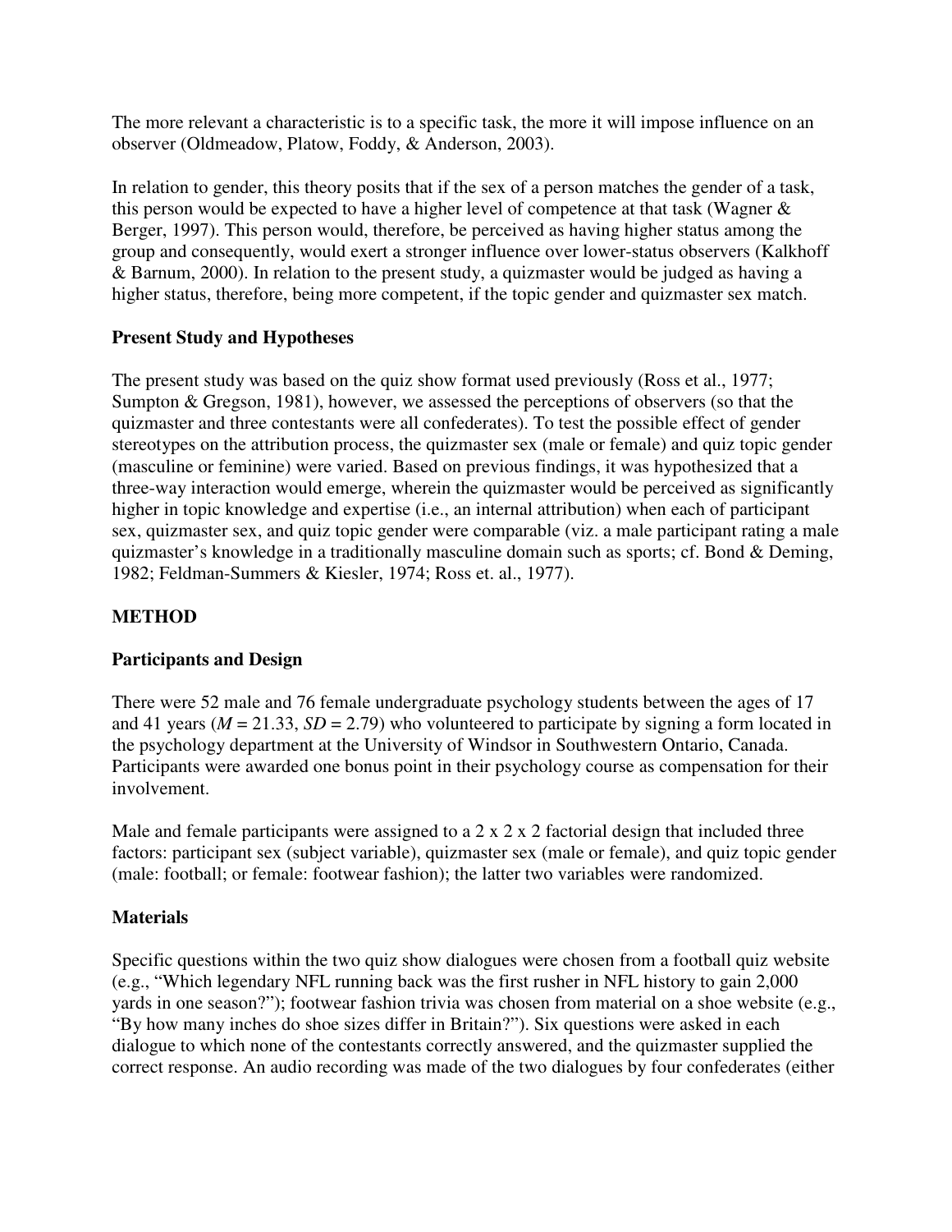The more relevant a characteristic is to a specific task, the more it will impose influence on an observer (Oldmeadow, Platow, Foddy, & Anderson, 2003).

In relation to gender, this theory posits that if the sex of a person matches the gender of a task, this person would be expected to have a higher level of competence at that task (Wagner & Berger, 1997). This person would, therefore, be perceived as having higher status among the group and consequently, would exert a stronger influence over lower-status observers (Kalkhoff & Barnum, 2000). In relation to the present study, a quizmaster would be judged as having a higher status, therefore, being more competent, if the topic gender and quizmaster sex match.

### Present Study and Hypotheses

The present study was based on the quiz show format used previously (Ross et al., 1977; Sumpton & Gregson, 1981), however, we assessed the perceptions of observers (so that the quizmaster and three contestants were all confederates). To test the possible effect of gender stereotypes on the attribution process, the quizmaster sex (male or female) and quiz topic gender (masculine or feminine) were varied. Based on previous findings, it was hypothesized that a three-way interaction would emerge, wherein the quizmaster would be perceived as significantly higher in topic knowledge and expertise (i.e., an internal attribution) when each of participant sex, quizmaster sex, and quiz topic gender were comparable (viz. a male participant rating a male quizmaster's knowledge in a traditionally masculine domain such as sports; cf. Bond & Deming, 1982; Feldman-Summers & Kiesler, 1974; Ross et. al., 1977).

## METHOD

### Participants and Design

There were 52 male and 76 female undergraduate psychology students between the ages of 17 and 41 years ($M = 21.33$, $SD = 2.79$) who volunteered to participate by signing a form located in the psychology department at the University of Windsor in Southwestern Ontario, Canada. Participants were awarded one bonus point in their psychology course as compensation for their involvement.

Male and female participants were assigned to a 2 x 2 x 2 factorial design that included three factors: participant sex (subject variable), quizmaster sex (male or female), and quiz topic gender (male: football; or female: footwear fashion); the latter two variables were randomized.

### Materials

Specific questions within the two quiz show dialogues were chosen from a football quiz website (e.g., "Which legendary NFL running back was the first rusher in NFL history to gain 2,000 yards in one season?"); footwear fashion trivia was chosen from material on a shoe website (e.g., "By how many inches do shoe sizes differ in Britain?"). Six questions were asked in each dialogue to which none of the contestants correctly answered, and the quizmaster supplied the correct response. An audio recording was made of the two dialogues by four confederates (either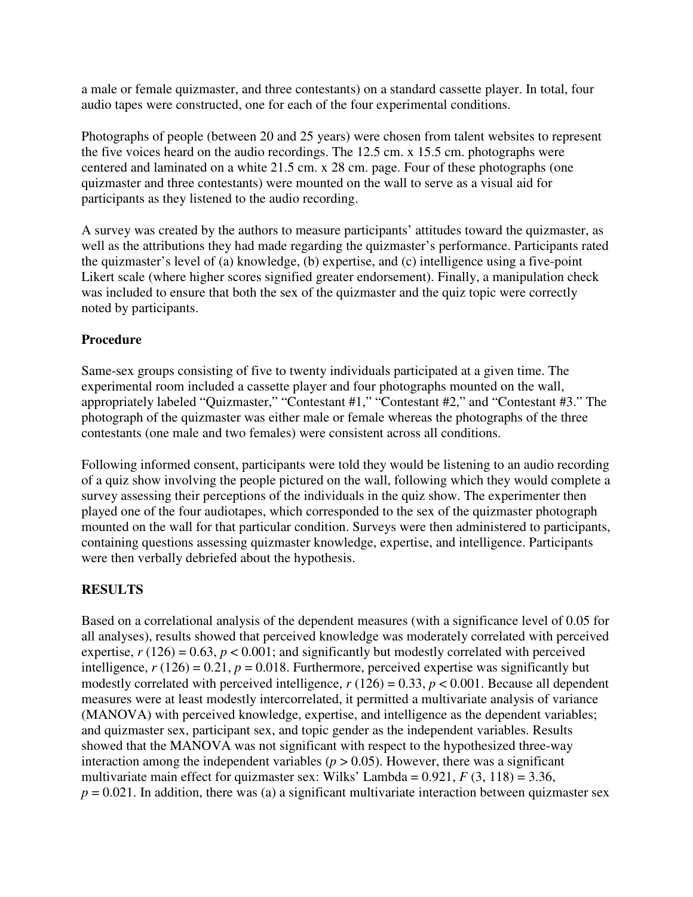a male or female quizmaster, and three contestants) on a standard cassette player. In total, four audio tapes were constructed, one for each of the four experimental conditions.

Photographs of people (between 20 and 25 years) were chosen from talent websites to represent the five voices heard on the audio recordings. The 12.5 cm. x 15.5 cm. photographs were centered and laminated on a white 21.5 cm. x 28 cm. page. Four of these photographs (one quizmaster and three contestants) were mounted on the wall to serve as a visual aid for participants as they listened to the audio recording.

A survey was created by the authors to measure participants' attitudes toward the quizmaster, as well as the attributions they had made regarding the quizmaster's performance. Participants rated the quizmaster's level of (a) knowledge, (b) expertise, and (c) intelligence using a five-point Likert scale (where higher scores signified greater endorsement). Finally, a manipulation check was included to ensure that both the sex of the quizmaster and the quiz topic were correctly noted by participants.

### Procedure

Same-sex groups consisting of five to twenty individuals participated at a given time. The experimental room included a cassette player and four photographs mounted on the wall, appropriately labeled "Quizmaster," "Contestant #1," "Contestant #2," and "Contestant #3." The photograph of the quizmaster was either male or female whereas the photographs of the three contestants (one male and two females) were consistent across all conditions.

Following informed consent, participants were told they would be listening to an audio recording of a quiz show involving the people pictured on the wall, following which they would complete a survey assessing their perceptions of the individuals in the quiz show. The experimenter then played one of the four audiotapes, which corresponded to the sex of the quizmaster photograph mounted on the wall for that particular condition. Surveys were then administered to participants, containing questions assessing quizmaster knowledge, expertise, and intelligence. Participants were then verbally debriefed about the hypothesis.

## RESULTS

Based on a correlational analysis of the dependent measures (with a significance level of 0.05 for all analyses), results showed that perceived knowledge was moderately correlated with perceived expertise, $r\ (126) = 0.63$, $p < 0.001$; and significantly but modestly correlated with perceived intelligence, $r\ (126) = 0.21$, $p = 0.018$. Furthermore, perceived expertise was significantly but modestly correlated with perceived intelligence, $r\ (126) = 0.33$, $p < 0.001$. Because all dependent measures were at least modestly intercorrelated, it permitted a multivariate analysis of variance (MANOVA) with perceived knowledge, expertise, and intelligence as the dependent variables; and quizmaster sex, participant sex, and topic gender as the independent variables. Results showed that the MANOVA was not significant with respect to the hypothesized three-way interaction among the independent variables ($p > 0.05$). However, there was a significant multivariate main effect for quizmaster sex: Wilks' Lambda = 0.921, $F\ (3, 118) = 3.36$, $p = 0.021$. In addition, there was (a) a significant multivariate interaction between quizmaster sex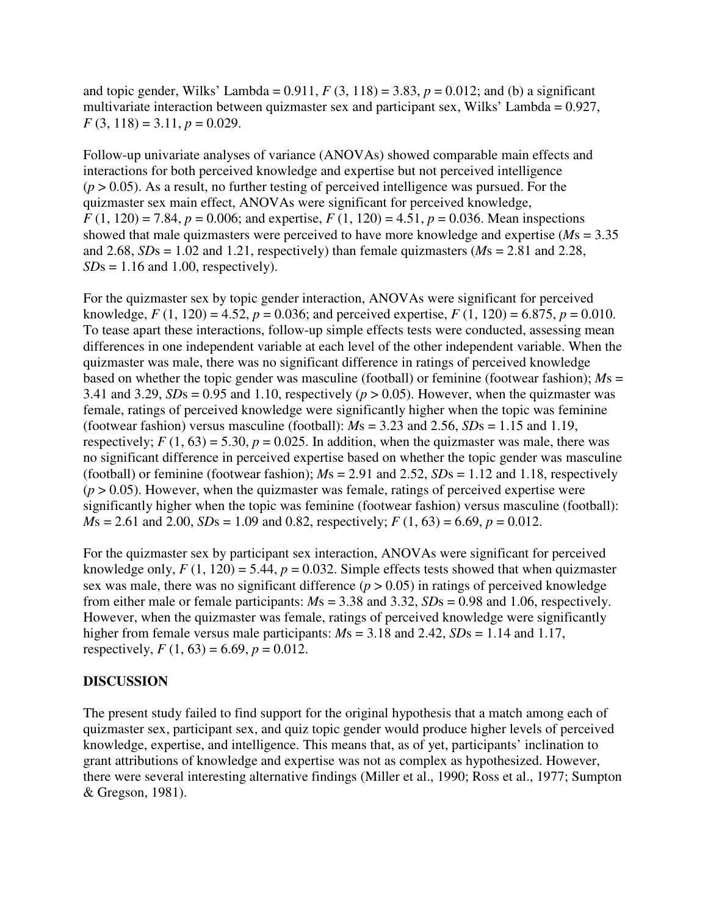and topic gender, Wilks' Lambda = 0.911, $F$ (3, 118) = 3.83, $p$ = 0.012; and (b) a significant multivariate interaction between quizmaster sex and participant sex, Wilks' Lambda = 0.927, $F$ (3, 118) = 3.11, $p$ = 0.029.

Follow-up univariate analyses of variance (ANOVAs) showed comparable main effects and interactions for both perceived knowledge and expertise but not perceived intelligence ($p > 0.05$). As a result, no further testing of perceived intelligence was pursued. For the quizmaster sex main effect, ANOVAs were significant for perceived knowledge, $F$ (1, 120) = 7.84, $p$ = 0.006; and expertise, $F$ (1, 120) = 4.51, $p$ = 0.036. Mean inspections showed that male quizmasters were perceived to have more knowledge and expertise (*M*s = 3.35 and 2.68, *SD*s = 1.02 and 1.21, respectively) than female quizmasters (*M*s = 2.81 and 2.28, *SD*s = 1.16 and 1.00, respectively).

For the quizmaster sex by topic gender interaction, ANOVAs were significant for perceived knowledge, $F$ (1, 120) = 4.52, $p$ = 0.036; and perceived expertise, $F$ (1, 120) = 6.875, $p$ = 0.010. To tease apart these interactions, follow-up simple effects tests were conducted, assessing mean differences in one independent variable at each level of the other independent variable. When the quizmaster was male, there was no significant difference in ratings of perceived knowledge based on whether the topic gender was masculine (football) or feminine (footwear fashion); *M*s = 3.41 and 3.29, *SD*s = 0.95 and 1.10, respectively ($p > 0.05$). However, when the quizmaster was female, ratings of perceived knowledge were significantly higher when the topic was feminine (footwear fashion) versus masculine (football): *M*s = 3.23 and 2.56, *SD*s = 1.15 and 1.19, respectively; $F$ (1, 63) = 5.30, $p$ = 0.025. In addition, when the quizmaster was male, there was no significant difference in perceived expertise based on whether the topic gender was masculine (football) or feminine (footwear fashion); *M*s = 2.91 and 2.52, *SD*s = 1.12 and 1.18, respectively ($p > 0.05$). However, when the quizmaster was female, ratings of perceived expertise were significantly higher when the topic was feminine (footwear fashion) versus masculine (football): *M*s = 2.61 and 2.00, *SD*s = 1.09 and 0.82, respectively; $F$ (1, 63) = 6.69, $p$ = 0.012.

For the quizmaster sex by participant sex interaction, ANOVAs were significant for perceived knowledge only, $F$ (1, 120) = 5.44, $p$ = 0.032. Simple effects tests showed that when quizmaster sex was male, there was no significant difference ($p > 0.05$) in ratings of perceived knowledge from either male or female participants: *M*s = 3.38 and 3.32, *SD*s = 0.98 and 1.06, respectively. However, when the quizmaster was female, ratings of perceived knowledge were significantly higher from female versus male participants: *M*s = 3.18 and 2.42, *SD*s = 1.14 and 1.17, respectively, $F$ (1, 63) = 6.69, $p$ = 0.012.

## DISCUSSION

The present study failed to find support for the original hypothesis that a match among each of quizmaster sex, participant sex, and quiz topic gender would produce higher levels of perceived knowledge, expertise, and intelligence. This means that, as of yet, participants' inclination to grant attributions of knowledge and expertise was not as complex as hypothesized. However, there were several interesting alternative findings (Miller et al., 1990; Ross et al., 1977; Sumpton & Gregson, 1981).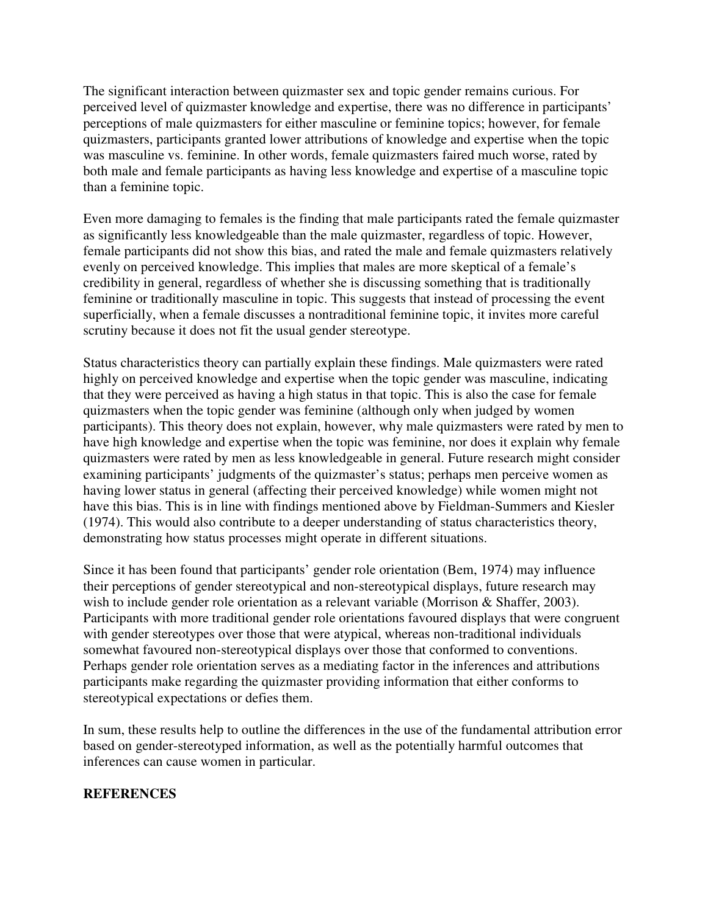The significant interaction between quizmaster sex and topic gender remains curious. For perceived level of quizmaster knowledge and expertise, there was no difference in participants' perceptions of male quizmasters for either masculine or feminine topics; however, for female quizmasters, participants granted lower attributions of knowledge and expertise when the topic was masculine vs. feminine. In other words, female quizmasters faired much worse, rated by both male and female participants as having less knowledge and expertise of a masculine topic than a feminine topic.

Even more damaging to females is the finding that male participants rated the female quizmaster as significantly less knowledgeable than the male quizmaster, regardless of topic. However, female participants did not show this bias, and rated the male and female quizmasters relatively evenly on perceived knowledge. This implies that males are more skeptical of a female's credibility in general, regardless of whether she is discussing something that is traditionally feminine or traditionally masculine in topic. This suggests that instead of processing the event superficially, when a female discusses a nontraditional feminine topic, it invites more careful scrutiny because it does not fit the usual gender stereotype.

Status characteristics theory can partially explain these findings. Male quizmasters were rated highly on perceived knowledge and expertise when the topic gender was masculine, indicating that they were perceived as having a high status in that topic. This is also the case for female quizmasters when the topic gender was feminine (although only when judged by women participants). This theory does not explain, however, why male quizmasters were rated by men to have high knowledge and expertise when the topic was feminine, nor does it explain why female quizmasters were rated by men as less knowledgeable in general. Future research might consider examining participants' judgments of the quizmaster's status; perhaps men perceive women as having lower status in general (affecting their perceived knowledge) while women might not have this bias. This is in line with findings mentioned above by Fieldman-Summers and Kiesler (1974). This would also contribute to a deeper understanding of status characteristics theory, demonstrating how status processes might operate in different situations.

Since it has been found that participants' gender role orientation (Bem, 1974) may influence their perceptions of gender stereotypical and non-stereotypical displays, future research may wish to include gender role orientation as a relevant variable (Morrison & Shaffer, 2003). Participants with more traditional gender role orientations favoured displays that were congruent with gender stereotypes over those that were atypical, whereas non-traditional individuals somewhat favoured non-stereotypical displays over those that conformed to conventions. Perhaps gender role orientation serves as a mediating factor in the inferences and attributions participants make regarding the quizmaster providing information that either conforms to stereotypical expectations or defies them.

In sum, these results help to outline the differences in the use of the fundamental attribution error based on gender-stereotyped information, as well as the potentially harmful outcomes that inferences can cause women in particular.

## REFERENCES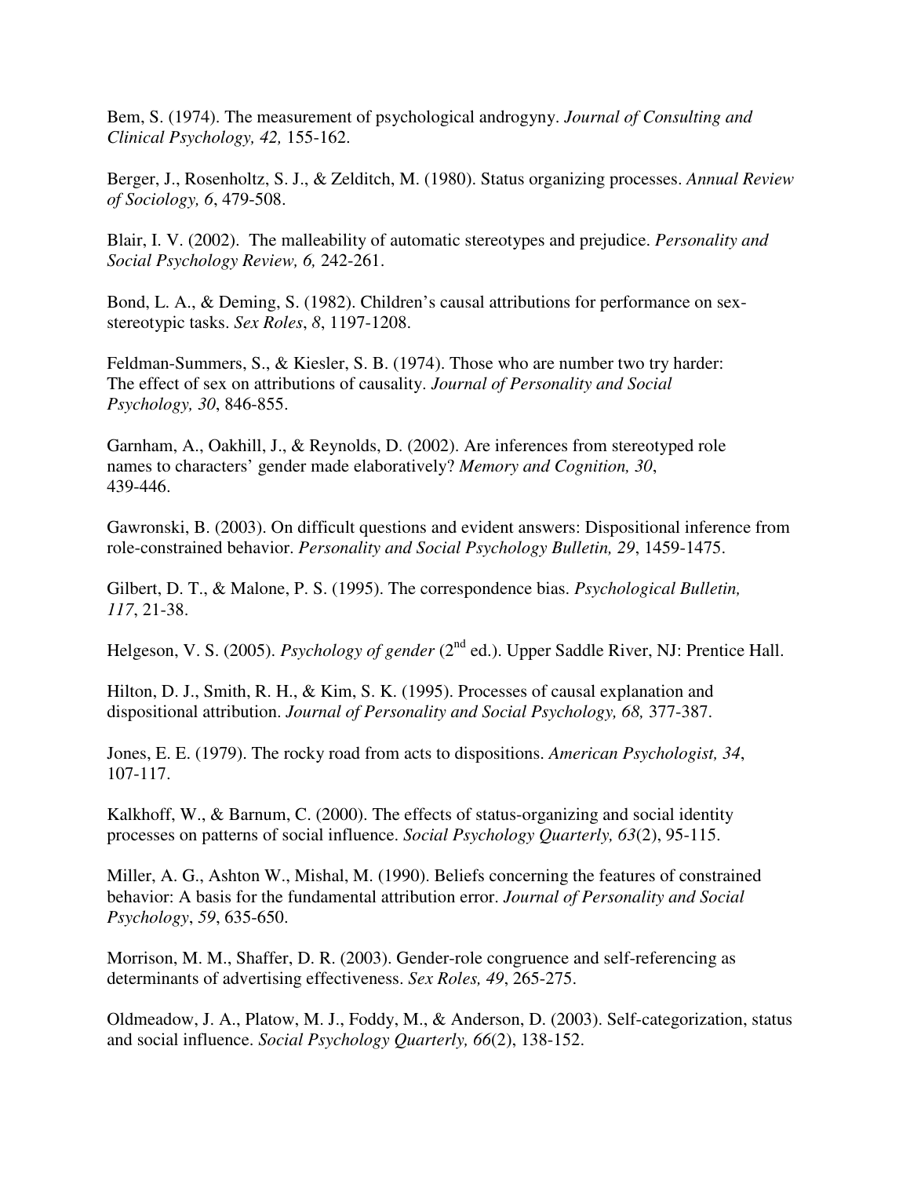Bem, S. (1974). The measurement of psychological androgyny. *Journal of Consulting and Clinical Psychology, 42,* 155-162.

Berger, J., Rosenholtz, S. J., & Zelditch, M. (1980). Status organizing processes. *Annual Review of Sociology, 6*, 479-508.

Blair, I. V. (2002). The malleability of automatic stereotypes and prejudice. *Personality and Social Psychology Review, 6,* 242-261.

Bond, L. A., & Deming, S. (1982). Children's causal attributions for performance on sex-stereotypic tasks. *Sex Roles*, *8*, 1197-1208.

Feldman-Summers, S., & Kiesler, S. B. (1974). Those who are number two try harder: The effect of sex on attributions of causality. *Journal of Personality and Social Psychology, 30*, 846-855.

Garnham, A., Oakhill, J., & Reynolds, D. (2002). Are inferences from stereotyped role names to characters' gender made elaboratively? *Memory and Cognition, 30*, 439-446.

Gawronski, B. (2003). On difficult questions and evident answers: Dispositional inference from role-constrained behavior. *Personality and Social Psychology Bulletin, 29*, 1459-1475.

Gilbert, D. T., & Malone, P. S. (1995). The correspondence bias. *Psychological Bulletin, 117*, 21-38.

Helgeson, V. S. (2005). *Psychology of gender* (2nd ed.). Upper Saddle River, NJ: Prentice Hall.

Hilton, D. J., Smith, R. H., & Kim, S. K. (1995). Processes of causal explanation and dispositional attribution. *Journal of Personality and Social Psychology, 68,* 377-387.

Jones, E. E. (1979). The rocky road from acts to dispositions. *American Psychologist, 34*, 107-117.

Kalkhoff, W., & Barnum, C. (2000). The effects of status-organizing and social identity processes on patterns of social influence. *Social Psychology Quarterly, 63*(2), 95-115.

Miller, A. G., Ashton W., Mishal, M. (1990). Beliefs concerning the features of constrained behavior: A basis for the fundamental attribution error. *Journal of Personality and Social Psychology*, *59*, 635-650.

Morrison, M. M., Shaffer, D. R. (2003). Gender-role congruence and self-referencing as determinants of advertising effectiveness. *Sex Roles, 49*, 265-275.

Oldmeadow, J. A., Platow, M. J., Foddy, M., & Anderson, D. (2003). Self-categorization, status and social influence. *Social Psychology Quarterly, 66*(2), 138-152.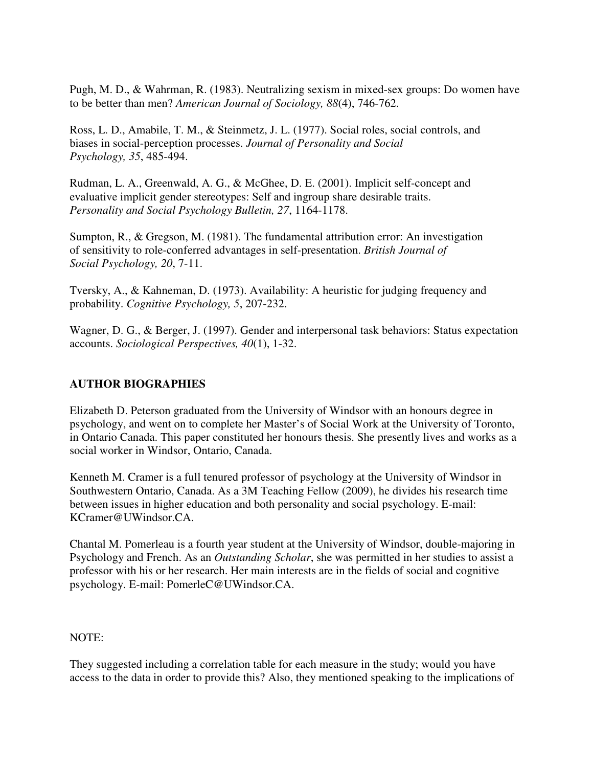Pugh, M. D., & Wahrman, R. (1983). Neutralizing sexism in mixed-sex groups: Do women have to be better than men? *American Journal of Sociology, 88*(4), 746-762.

Ross, L. D., Amabile, T. M., & Steinmetz, J. L. (1977). Social roles, social controls, and biases in social-perception processes. *Journal of Personality and Social Psychology, 35*, 485-494.

Rudman, L. A., Greenwald, A. G., & McGhee, D. E. (2001). Implicit self-concept and evaluative implicit gender stereotypes: Self and ingroup share desirable traits. *Personality and Social Psychology Bulletin, 27*, 1164-1178.

Sumpton, R., & Gregson, M. (1981). The fundamental attribution error: An investigation of sensitivity to role-conferred advantages in self-presentation. *British Journal of Social Psychology, 20*, 7-11.

Tversky, A., & Kahneman, D. (1973). Availability: A heuristic for judging frequency and probability. *Cognitive Psychology, 5*, 207-232.

Wagner, D. G., & Berger, J. (1997). Gender and interpersonal task behaviors: Status expectation accounts. *Sociological Perspectives, 40*(1), 1-32.

## AUTHOR BIOGRAPHIES

Elizabeth D. Peterson graduated from the University of Windsor with an honours degree in psychology, and went on to complete her Master's of Social Work at the University of Toronto, in Ontario Canada. This paper constituted her honours thesis. She presently lives and works as a social worker in Windsor, Ontario, Canada.

Kenneth M. Cramer is a full tenured professor of psychology at the University of Windsor in Southwestern Ontario, Canada. As a 3M Teaching Fellow (2009), he divides his research time between issues in higher education and both personality and social psychology. E-mail: KCramer@UWindsor.CA.

Chantal M. Pomerleau is a fourth year student at the University of Windsor, double-majoring in Psychology and French. As an *Outstanding Scholar*, she was permitted in her studies to assist a professor with his or her research. Her main interests are in the fields of social and cognitive psychology. E-mail: PomerleC@UWindsor.CA.

NOTE:

They suggested including a correlation table for each measure in the study; would you have access to the data in order to provide this? Also, they mentioned speaking to the implications of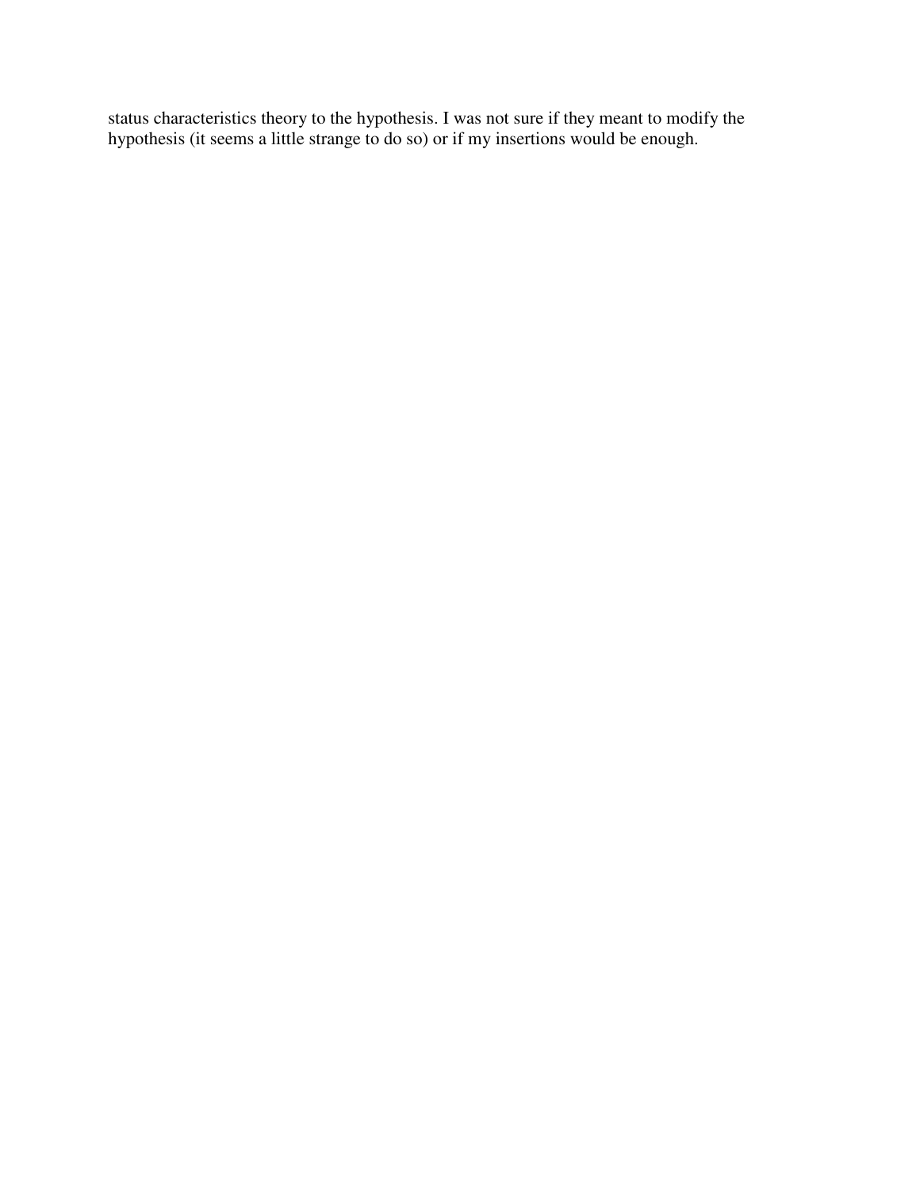status characteristics theory to the hypothesis. I was not sure if they meant to modify the hypothesis (it seems a little strange to do so) or if my insertions would be enough.